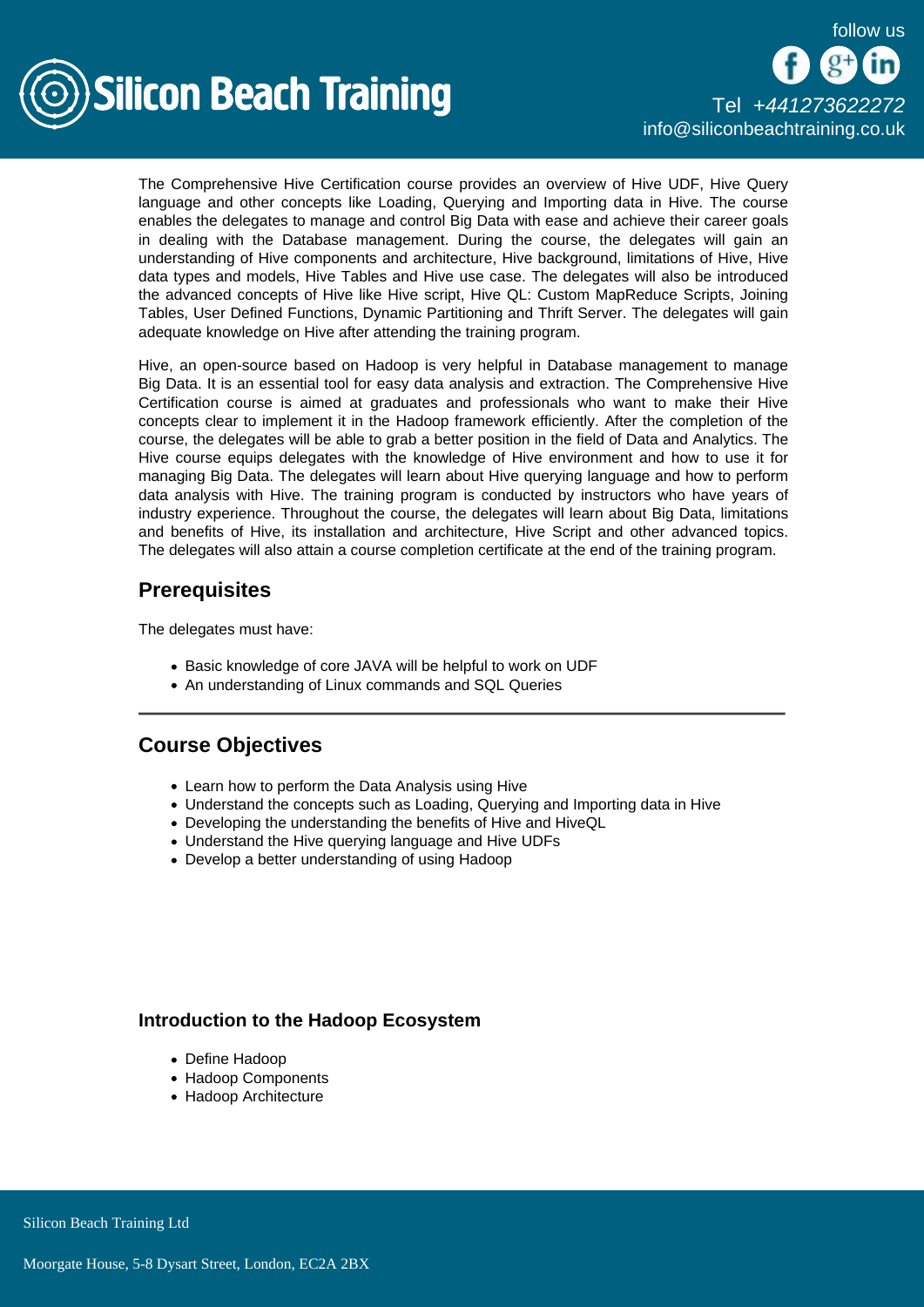The Comprehensive Hive Certification course provides an overview of Hive UDF, Hive Query language and other concepts like Loading, Querying and Importing data in Hive. The course enables the delegates to manage and control Big Data with ease and achieve their career goals in dealing with the Database management. During the course, the delegates will gain an understanding of Hive components and architecture, Hive background, limitations of Hive, Hive data types and models, Hive Tables and Hive use case. The delegates will also be introduced the advanced concepts of Hive like Hive script, Hive QL: Custom MapReduce Scripts, Joining Tables, User Defined Functions, Dynamic Partitioning and Thrift Server. The delegates will gain adequate knowledge on Hive after attending the training program.

Hive, an open-source based on Hadoop is very helpful in Database management to manage Big Data. It is an essential tool for easy data analysis and extraction. The Comprehensive Hive Certification course is aimed at graduates and professionals who want to make their Hive concepts clear to implement it in the Hadoop framework efficiently. After the completion of the course, the delegates will be able to grab a better position in the field of Data and Analytics. The Hive course equips delegates with the knowledge of Hive environment and how to use it for managing Big Data. The delegates will learn about Hive querying language and how to perform data analysis with Hive. The training program is conducted by instructors who have years of industry experience. Throughout the course, the delegates will learn about Big Data, limitations and benefits of Hive, its installation and architecture, Hive Script and other advanced topics. The delegates will also attain a course completion certificate at the end of the training program.

## Prerequisites

The delegates must have:

- Basic knowledge of core JAVA will be helpful to work on UDF
- An understanding of Linux commands and SQL Queries

---

## Course Objectives

- Learn how to perform the Data Analysis using Hive
- Understand the concepts such as Loading, Querying and Importing data in Hive
- Developing the understanding the benefits of Hive and HiveQL
- Understand the Hive querying language and Hive UDFs
- Develop a better understanding of using Hadoop

### Introduction to the Hadoop Ecosystem

- Define Hadoop
- Hadoop Components
- Hadoop Architecture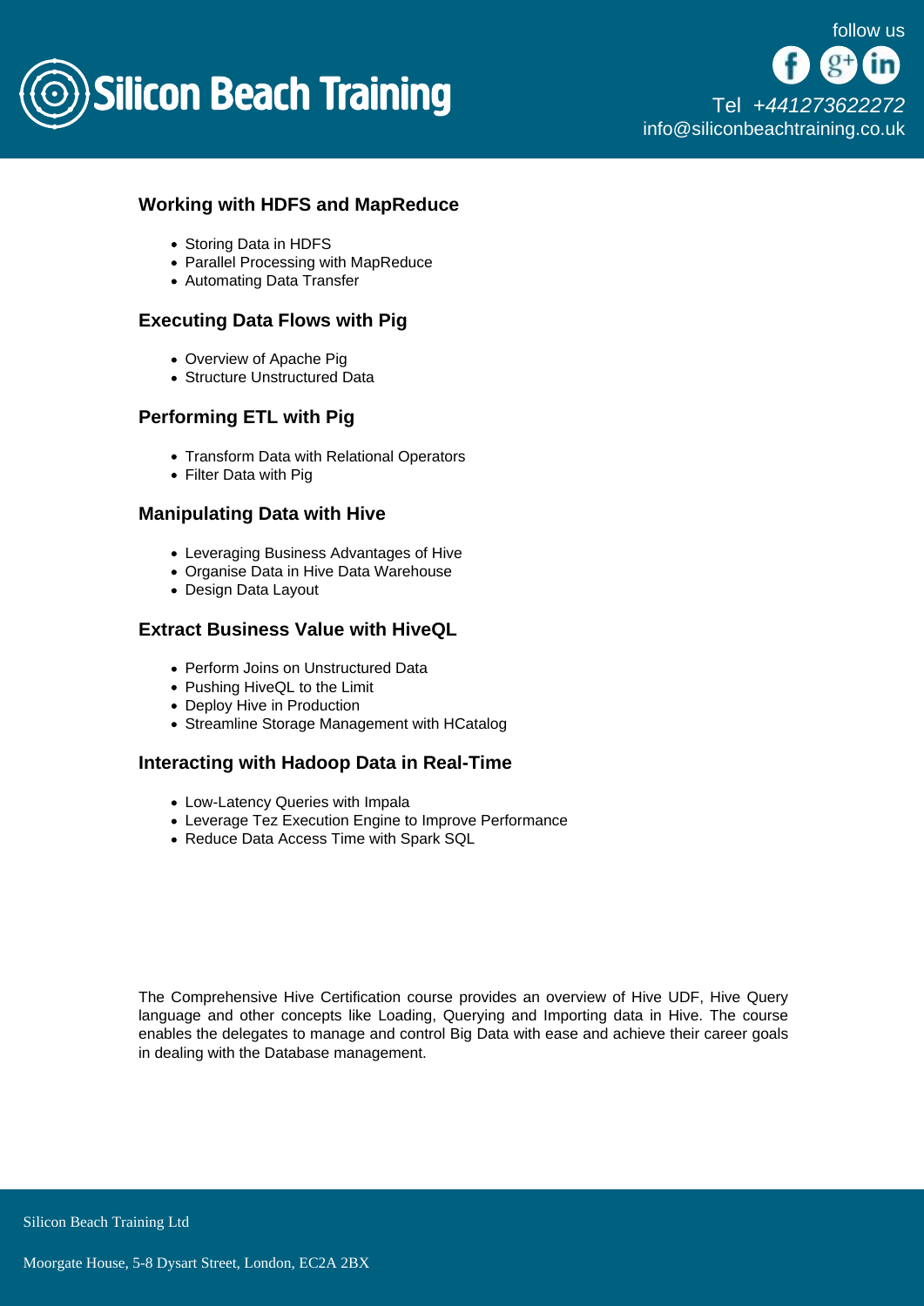### Working with HDFS and MapReduce

- Storing Data in HDFS
- Parallel Processing with MapReduce
- Automating Data Transfer

### Executing Data Flows with Pig

- Overview of Apache Pig
- Structure Unstructured Data

### Performing ETL with Pig

- Transform Data with Relational Operators
- Filter Data with Pig

### Manipulating Data with Hive

- Leveraging Business Advantages of Hive
- Organise Data in Hive Data Warehouse
- Design Data Layout

### Extract Business Value with HiveQL

- Perform Joins on Unstructured Data
- Pushing HiveQL to the Limit
- Deploy Hive in Production
- Streamline Storage Management with HCatalog

### Interacting with Hadoop Data in Real-Time

- Low-Latency Queries with Impala
- Leverage Tez Execution Engine to Improve Performance
- Reduce Data Access Time with Spark SQL

The Comprehensive Hive Certification course provides an overview of Hive UDF, Hive Query language and other concepts like Loading, Querying and Importing data in Hive. The course enables the delegates to manage and control Big Data with ease and achieve their career goals in dealing with the Database management.